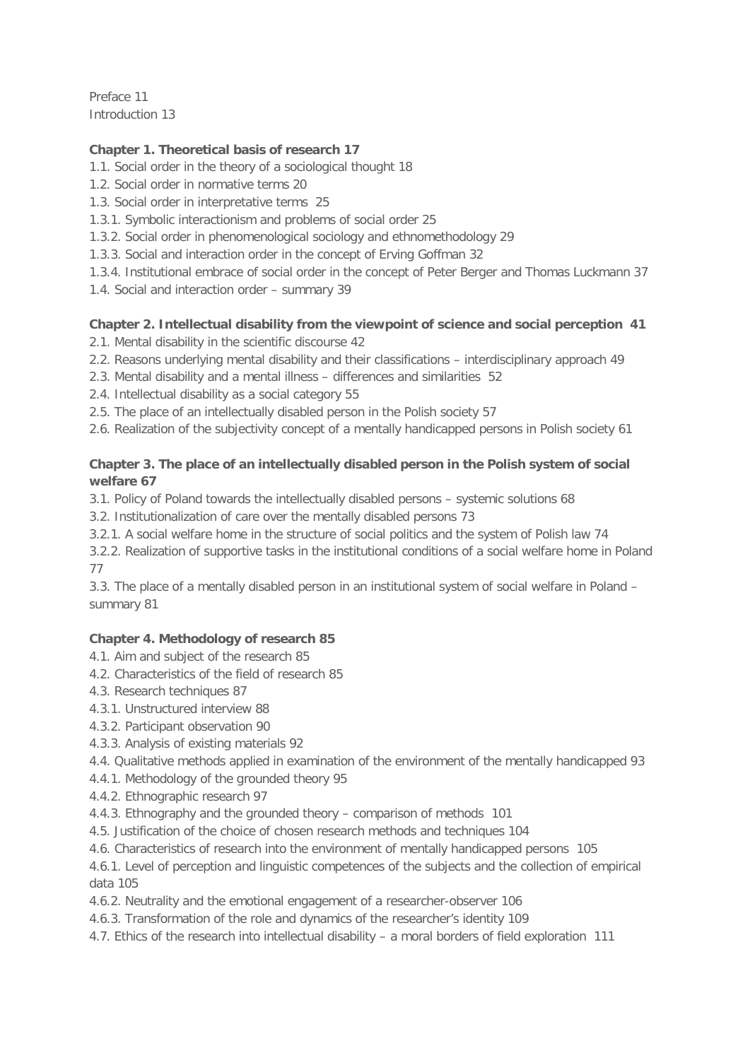Preface 11
Introduction 13

**Chapter 1. Theoretical basis of research 17**

1.1. Social order in the theory of a sociological thought 18
1.2. Social order in normative terms 20
1.3. Social order in interpretative terms 25
1.3.1. Symbolic interactionism and problems of social order 25
1.3.2. Social order in phenomenological sociology and ethnomethodology 29
1.3.3. Social and interaction order in the concept of Erving Goffman 32
1.3.4. Institutional embrace of social order in the concept of Peter Berger and Thomas Luckmann 37
1.4. Social and interaction order – summary 39

**Chapter 2. Intellectual disability from the viewpoint of science and social perception 41**

2.1. Mental disability in the scientific discourse 42
2.2. Reasons underlying mental disability and their classifications – interdisciplinary approach 49
2.3. Mental disability and a mental illness – differences and similarities 52
2.4. Intellectual disability as a social category 55
2.5. The place of an intellectually disabled person in the Polish society 57
2.6. Realization of the subjectivity concept of a mentally handicapped persons in Polish society 61

**Chapter 3. The place of an intellectually disabled person in the Polish system of social welfare 67**

3.1. Policy of Poland towards the intellectually disabled persons – systemic solutions 68
3.2. Institutionalization of care over the mentally disabled persons 73
3.2.1. A social welfare home in the structure of social politics and the system of Polish law 74
3.2.2. Realization of supportive tasks in the institutional conditions of a social welfare home in Poland 77
3.3. The place of a mentally disabled person in an institutional system of social welfare in Poland – summary 81

**Chapter 4. Methodology of research 85**

4.1. Aim and subject of the research 85
4.2. Characteristics of the field of research 85
4.3. Research techniques 87
4.3.1. Unstructured interview 88
4.3.2. Participant observation 90
4.3.3. Analysis of existing materials 92
4.4. Qualitative methods applied in examination of the environment of the mentally handicapped 93
4.4.1. Methodology of the grounded theory 95
4.4.2. Ethnographic research 97
4.4.3. Ethnography and the grounded theory – comparison of methods 101
4.5. Justification of the choice of chosen research methods and techniques 104
4.6. Characteristics of research into the environment of mentally handicapped persons 105
4.6.1. Level of perception and linguistic competences of the subjects and the collection of empirical data 105
4.6.2. Neutrality and the emotional engagement of a researcher-observer 106
4.6.3. Transformation of the role and dynamics of the researcher's identity 109
4.7. Ethics of the research into intellectual disability – a moral borders of field exploration 111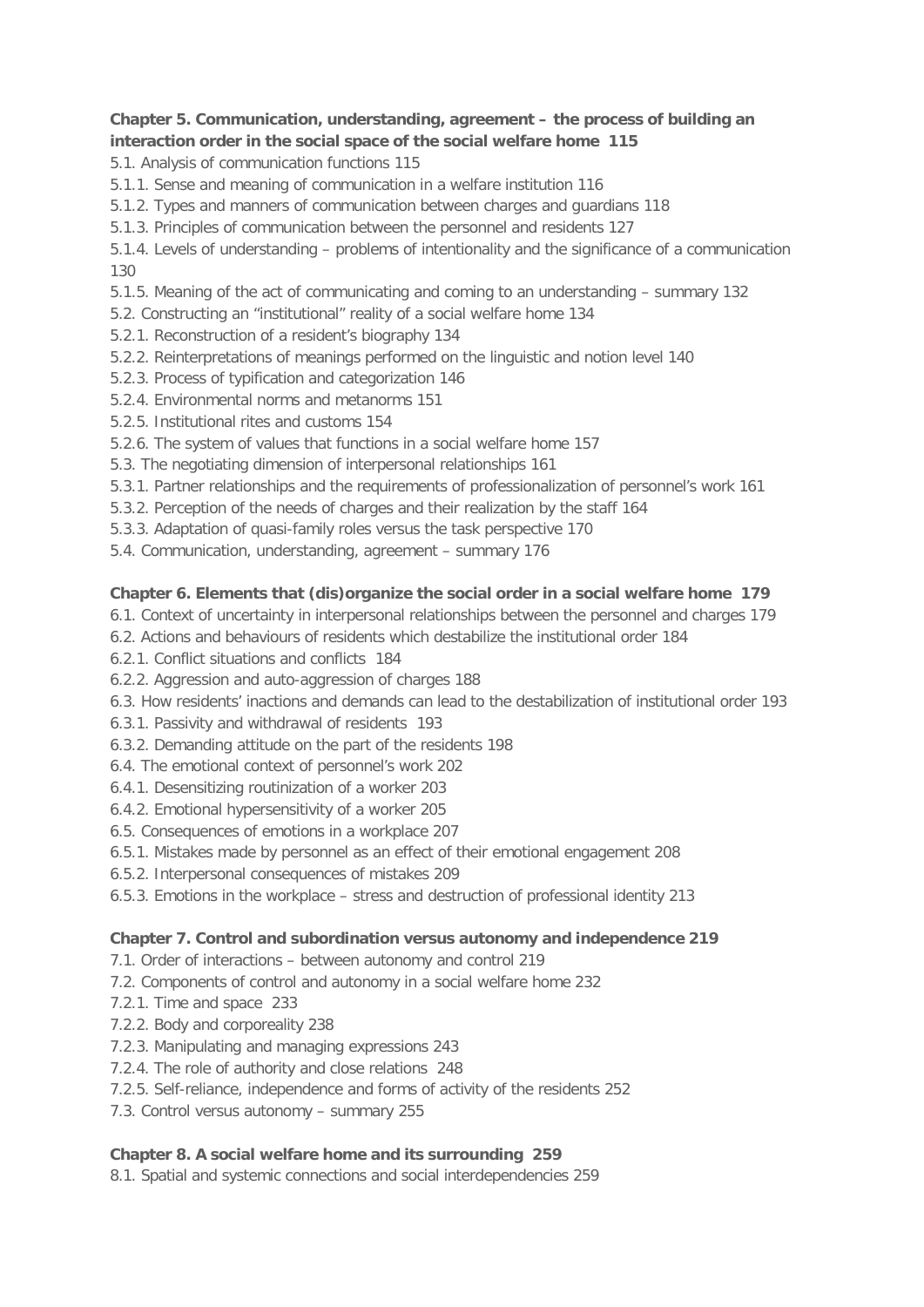**Chapter 5. Communication, understanding, agreement – the process of building an interaction order in the social space of the social welfare home 115**

5.1. Analysis of communication functions 115

5.1.1. Sense and meaning of communication in a welfare institution 116

5.1.2. Types and manners of communication between charges and guardians 118

5.1.3. Principles of communication between the personnel and residents 127

5.1.4. Levels of understanding – problems of intentionality and the significance of a communication 130

5.1.5. Meaning of the act of communicating and coming to an understanding – summary 132

5.2. Constructing an "institutional" reality of a social welfare home 134

5.2.1. Reconstruction of a resident's biography 134

5.2.2. Reinterpretations of meanings performed on the linguistic and notion level 140

5.2.3. Process of typification and categorization 146

5.2.4. Environmental norms and metanorms 151

5.2.5. Institutional rites and customs 154

5.2.6. The system of values that functions in a social welfare home 157

5.3. The negotiating dimension of interpersonal relationships 161

5.3.1. Partner relationships and the requirements of professionalization of personnel's work 161

5.3.2. Perception of the needs of charges and their realization by the staff 164

5.3.3. Adaptation of quasi-family roles versus the task perspective 170

5.4. Communication, understanding, agreement – summary 176

**Chapter 6. Elements that (dis)organize the social order in a social welfare home 179**

6.1. Context of uncertainty in interpersonal relationships between the personnel and charges 179

6.2. Actions and behaviours of residents which destabilize the institutional order 184

6.2.1. Conflict situations and conflicts 184

6.2.2. Aggression and auto-aggression of charges 188

6.3. How residents' inactions and demands can lead to the destabilization of institutional order 193

6.3.1. Passivity and withdrawal of residents 193

6.3.2. Demanding attitude on the part of the residents 198

6.4. The emotional context of personnel's work 202

6.4.1. Desensitizing routinization of a worker 203

6.4.2. Emotional hypersensitivity of a worker 205

6.5. Consequences of emotions in a workplace 207

6.5.1. Mistakes made by personnel as an effect of their emotional engagement 208

6.5.2. Interpersonal consequences of mistakes 209

6.5.3. Emotions in the workplace – stress and destruction of professional identity 213

**Chapter 7. Control and subordination versus autonomy and independence 219**

7.1. Order of interactions – between autonomy and control 219

7.2. Components of control and autonomy in a social welfare home 232

7.2.1. Time and space 233

7.2.2. Body and corporeality 238

7.2.3. Manipulating and managing expressions 243

7.2.4. The role of authority and close relations 248

7.2.5. Self-reliance, independence and forms of activity of the residents 252

7.3. Control versus autonomy – summary 255

**Chapter 8. A social welfare home and its surrounding 259**

8.1. Spatial and systemic connections and social interdependencies 259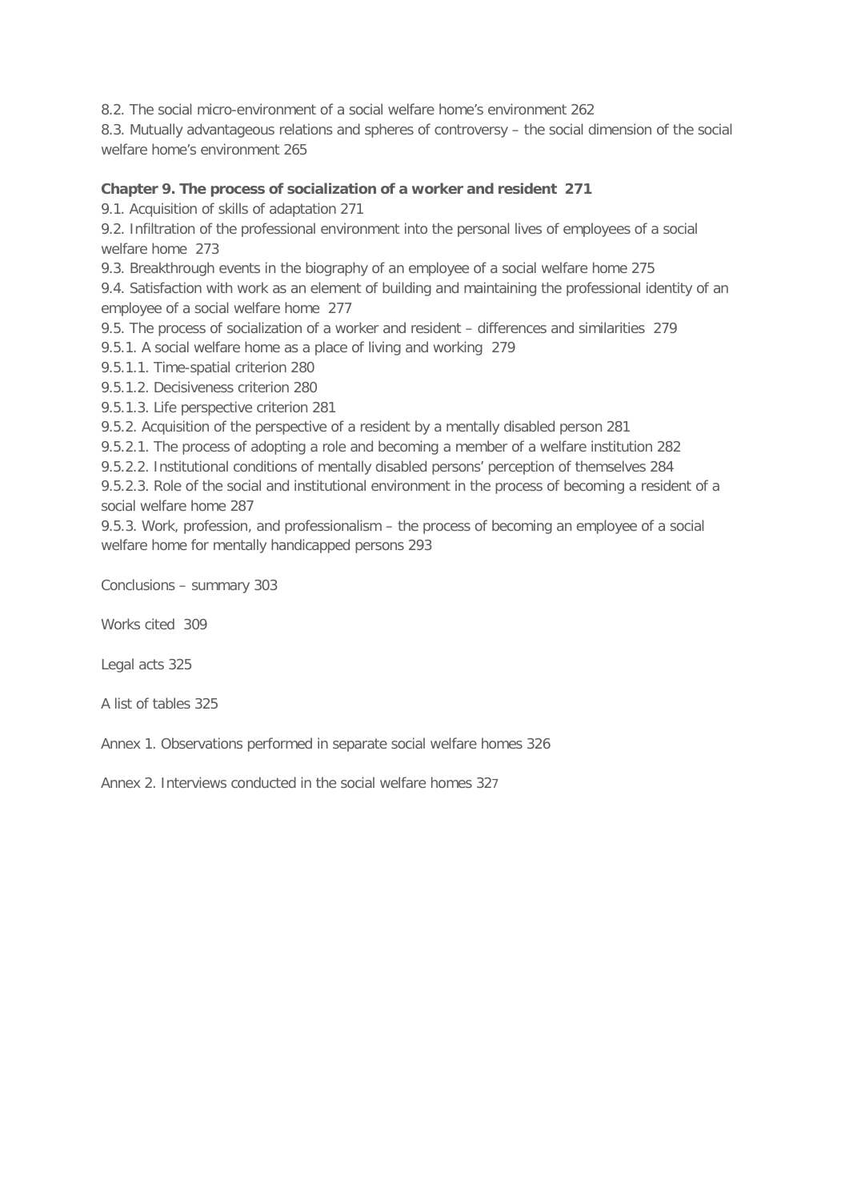8.2. The social micro-environment of a social welfare home's environment 262

8.3. Mutually advantageous relations and spheres of controversy – the social dimension of the social welfare home's environment 265

**Chapter 9. The process of socialization of a worker and resident 271**

9.1. Acquisition of skills of adaptation 271

9.2. Infiltration of the professional environment into the personal lives of employees of a social welfare home 273

9.3. Breakthrough events in the biography of an employee of a social welfare home 275

9.4. Satisfaction with work as an element of building and maintaining the professional identity of an employee of a social welfare home 277

9.5. The process of socialization of a worker and resident – differences and similarities 279

9.5.1. A social welfare home as a place of living and working 279

9.5.1.1. Time-spatial criterion 280

9.5.1.2. Decisiveness criterion 280

9.5.1.3. Life perspective criterion 281

9.5.2. Acquisition of the perspective of a resident by a mentally disabled person 281

9.5.2.1. The process of adopting a role and becoming a member of a welfare institution 282

9.5.2.2. Institutional conditions of mentally disabled persons' perception of themselves 284

9.5.2.3. Role of the social and institutional environment in the process of becoming a resident of a social welfare home 287

9.5.3. Work, profession, and professionalism – the process of becoming an employee of a social welfare home for mentally handicapped persons 293

Conclusions – summary 303

Works cited 309

Legal acts 325

A list of tables 325

Annex 1. Observations performed in separate social welfare homes 326

Annex 2. Interviews conducted in the social welfare homes 327